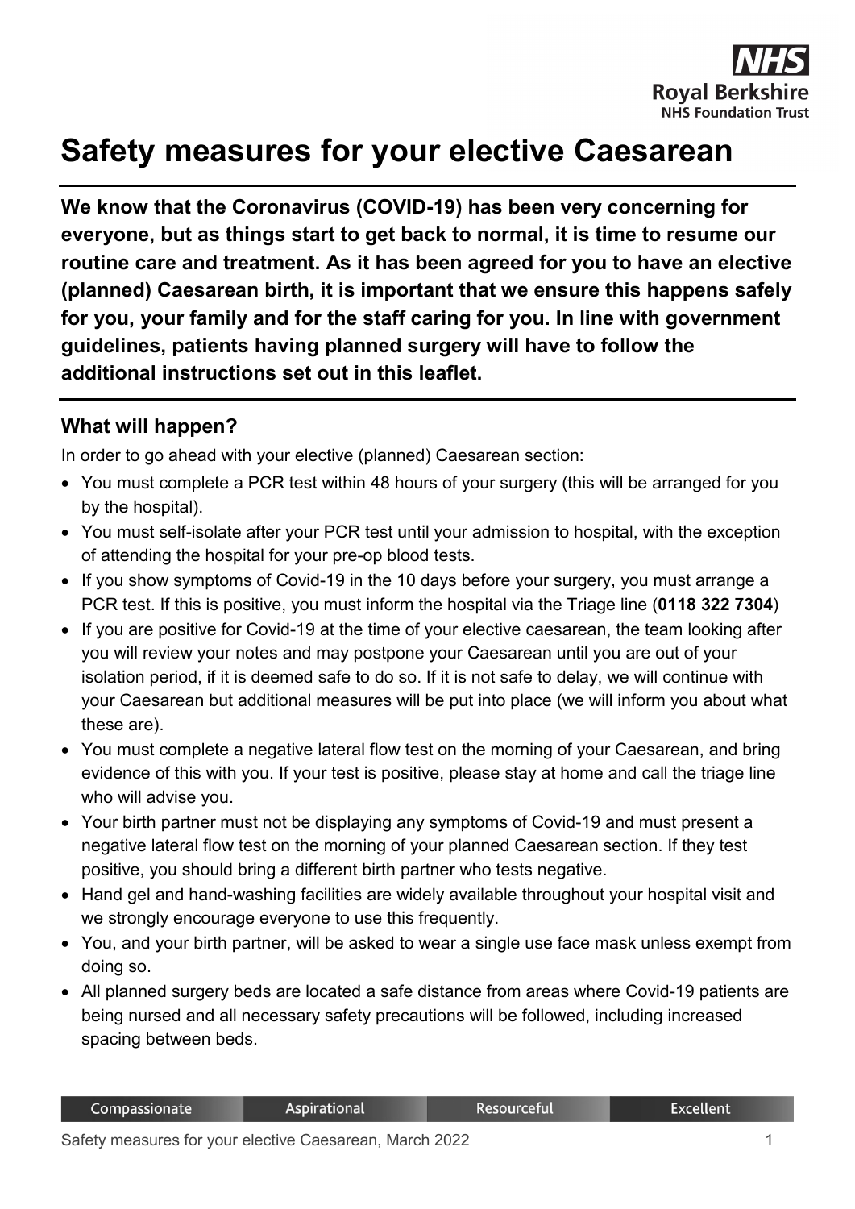# Safety measures for your elective Caesarean

**We know that the Coronavirus (COVID-19) has been very concerning for everyone, but as things start to get back to normal, it is time to resume our routine care and treatment. As it has been agreed for you to have an elective (planned) Caesarean birth, it is important that we ensure this happens safely for you, your family and for the staff caring for you. In line with government guidelines, patients having planned surgery will have to follow the additional instructions set out in this leaflet.**

## What will happen?

In order to go ahead with your elective (planned) Caesarean section:

- You must complete a PCR test within 48 hours of your surgery (this will be arranged for you by the hospital).
- You must self-isolate after your PCR test until your admission to hospital, with the exception of attending the hospital for your pre-op blood tests.
- If you show symptoms of Covid-19 in the 10 days before your surgery, you must arrange a PCR test. If this is positive, you must inform the hospital via the Triage line (**0118 322 7304**)
- If you are positive for Covid-19 at the time of your elective caesarean, the team looking after you will review your notes and may postpone your Caesarean until you are out of your isolation period, if it is deemed safe to do so. If it is not safe to delay, we will continue with your Caesarean but additional measures will be put into place (we will inform you about what these are).
- You must complete a negative lateral flow test on the morning of your Caesarean, and bring evidence of this with you. If your test is positive, please stay at home and call the triage line who will advise you.
- Your birth partner must not be displaying any symptoms of Covid-19 and must present a negative lateral flow test on the morning of your planned Caesarean section. If they test positive, you should bring a different birth partner who tests negative.
- Hand gel and hand-washing facilities are widely available throughout your hospital visit and we strongly encourage everyone to use this frequently.
- You, and your birth partner, will be asked to wear a single use face mask unless exempt from doing so.
- All planned surgery beds are located a safe distance from areas where Covid-19 patients are being nursed and all necessary safety precautions will be followed, including increased spacing between beds.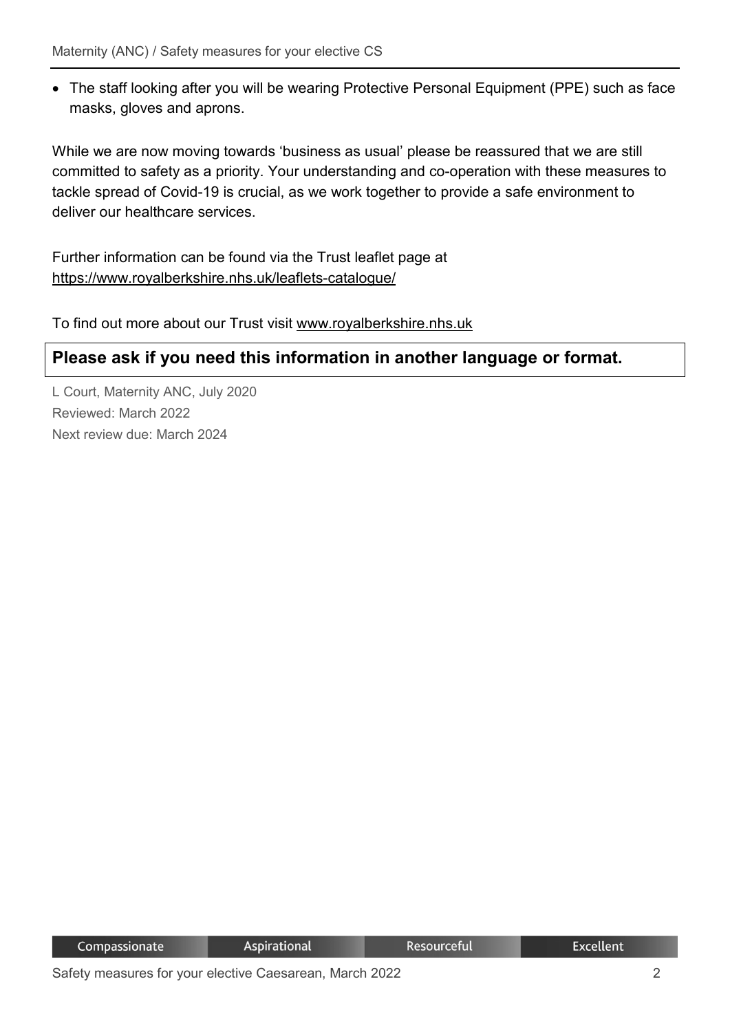- The staff looking after you will be wearing Protective Personal Equipment (PPE) such as face masks, gloves and aprons.

While we are now moving towards 'business as usual' please be reassured that we are still committed to safety as a priority. Your understanding and co-operation with these measures to tackle spread of Covid-19 is crucial, as we work together to provide a safe environment to deliver our healthcare services.

Further information can be found via the Trust leaflet page at https://www.royalberkshire.nhs.uk/leaflets-catalogue/

To find out more about our Trust visit www.royalberkshire.nhs.uk

**Please ask if you need this information in another language or format.**

L Court, Maternity ANC, July 2020
Reviewed: March 2022
Next review due: March 2024